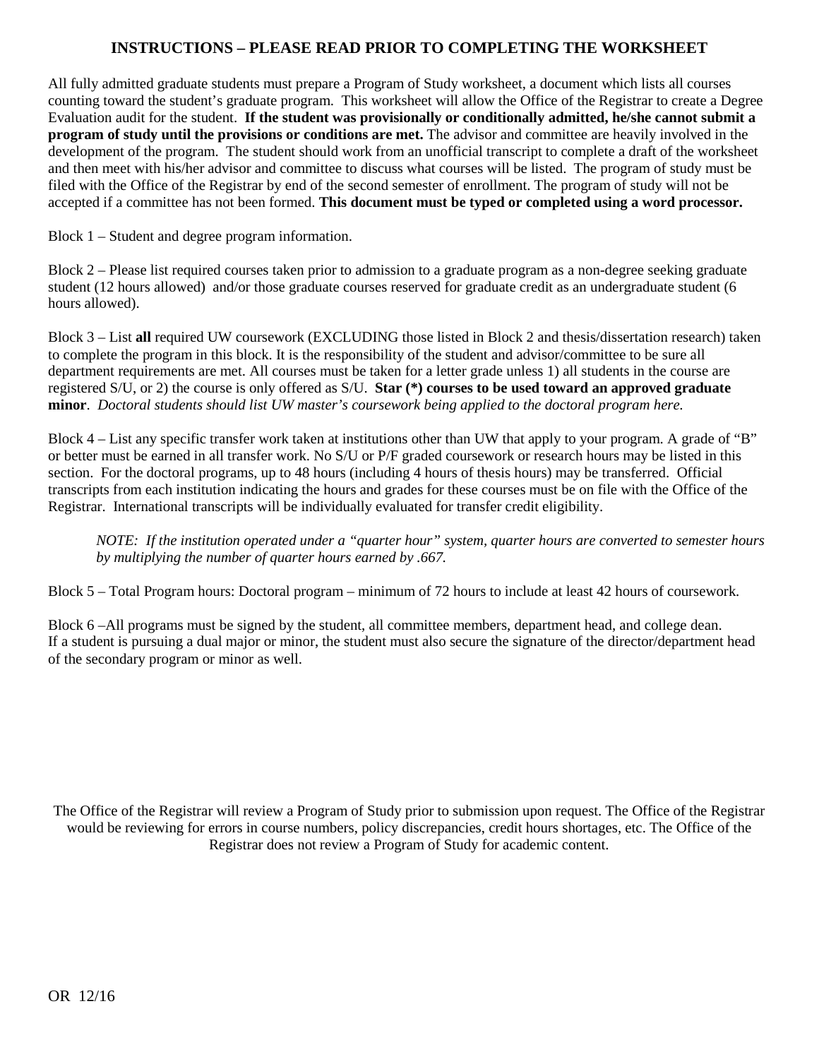## INSTRUCTIONS – PLEASE READ PRIOR TO COMPLETING THE WORKSHEET

All fully admitted graduate students must prepare a Program of Study worksheet, a document which lists all courses counting toward the student's graduate program. This worksheet will allow the Office of the Registrar to create a Degree Evaluation audit for the student. **If the student was provisionally or conditionally admitted, he/she cannot submit a program of study until the provisions or conditions are met.** The advisor and committee are heavily involved in the development of the program. The student should work from an unofficial transcript to complete a draft of the worksheet and then meet with his/her advisor and committee to discuss what courses will be listed. The program of study must be filed with the Office of the Registrar by end of the second semester of enrollment. The program of study will not be accepted if a committee has not been formed. **This document must be typed or completed using a word processor.**

Block 1 – Student and degree program information.

Block 2 – Please list required courses taken prior to admission to a graduate program as a non-degree seeking graduate student (12 hours allowed) and/or those graduate courses reserved for graduate credit as an undergraduate student (6 hours allowed).

Block 3 – List **all** required UW coursework (EXCLUDING those listed in Block 2 and thesis/dissertation research) taken to complete the program in this block. It is the responsibility of the student and advisor/committee to be sure all department requirements are met. All courses must be taken for a letter grade unless 1) all students in the course are registered S/U, or 2) the course is only offered as S/U. **Star (*) courses to be used toward an approved graduate minor**. *Doctoral students should list UW master's coursework being applied to the doctoral program here.*

Block 4 – List any specific transfer work taken at institutions other than UW that apply to your program. A grade of "B" or better must be earned in all transfer work. No S/U or P/F graded coursework or research hours may be listed in this section. For the doctoral programs, up to 48 hours (including 4 hours of thesis hours) may be transferred. Official transcripts from each institution indicating the hours and grades for these courses must be on file with the Office of the Registrar. International transcripts will be individually evaluated for transfer credit eligibility.

> *NOTE: If the institution operated under a "quarter hour" system, quarter hours are converted to semester hours by multiplying the number of quarter hours earned by .667.*

Block 5 – Total Program hours: Doctoral program – minimum of 72 hours to include at least 42 hours of coursework.

Block 6 –All programs must be signed by the student, all committee members, department head, and college dean. If a student is pursuing a dual major or minor, the student must also secure the signature of the director/department head of the secondary program or minor as well.

The Office of the Registrar will review a Program of Study prior to submission upon request. The Office of the Registrar would be reviewing for errors in course numbers, policy discrepancies, credit hours shortages, etc. The Office of the Registrar does not review a Program of Study for academic content.

OR 12/16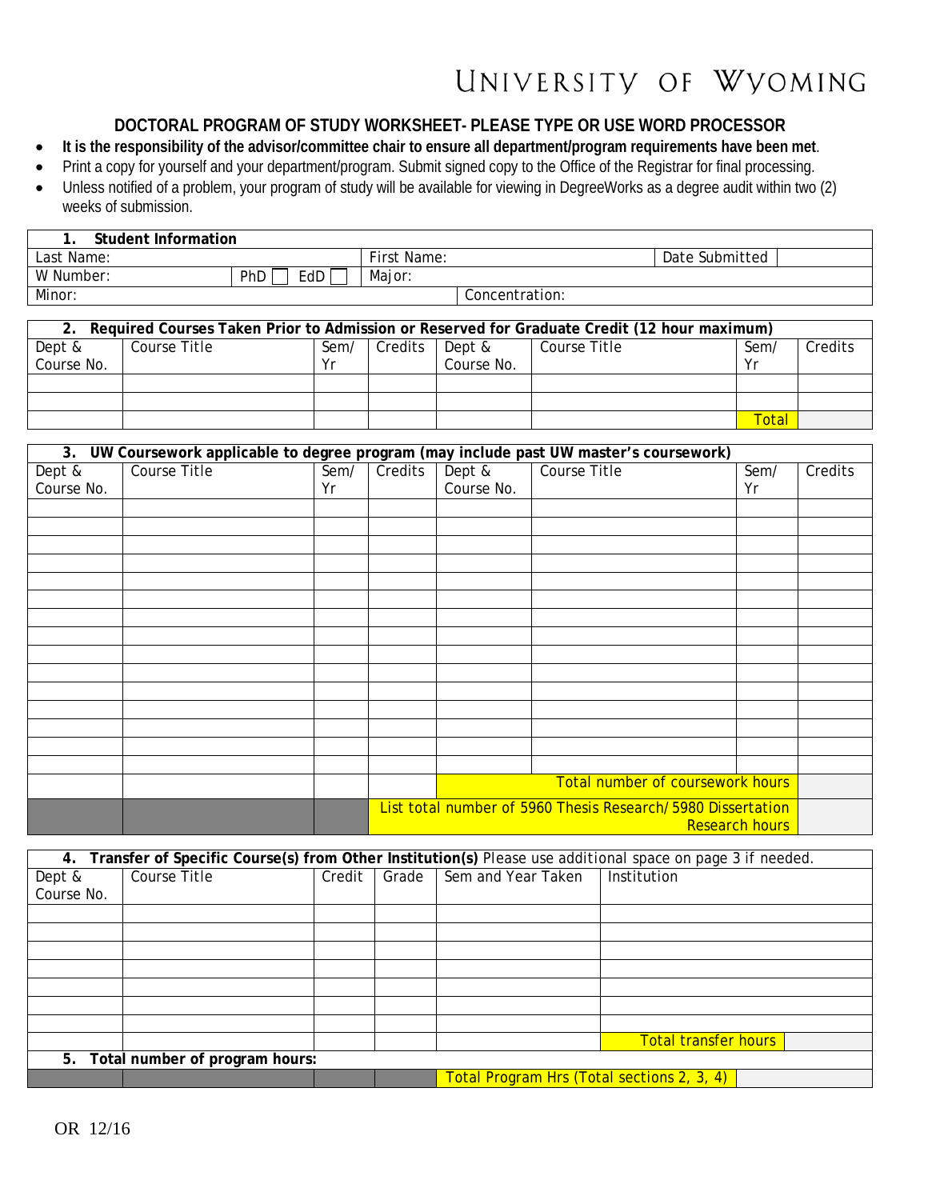UNIVERSITY OF WYOMING

## DOCTORAL PROGRAM OF STUDY WORKSHEET- PLEASE TYPE OR USE WORD PROCESSOR

- **It is the responsibility of the advisor/committee chair to ensure all department/program requirements have been met**.
- Print a copy for yourself and your department/program. Submit signed copy to the Office of the Registrar for final processing.
- Unless notified of a problem, your program of study will be available for viewing in DegreeWorks as a degree audit within two (2) weeks of submission.

| **1. Student Information** | | | | |
|---|---|---|---|---|
| Last Name: | | First Name: | Date Submitted | |
| W Number: | PhD ☐ EdD ☐ | Major: | | |
| Minor: | | | Concentration: | |

| **2. Required Courses Taken Prior to Admission or Reserved for Graduate Credit (12 hour maximum)** | | | | | | | |
|---|---|---|---|---|---|---|---|
| Dept & Course No. | Course Title | Sem/Yr | Credits | Dept & Course No. | Course Title | Sem/Yr | Credits |
| | | | | | | | |
| | | | | | | | |
| | | | | | | Total | |

| **3. UW Coursework applicable to degree program (may include past UW master's coursework)** | | | | | | | |
|---|---|---|---|---|---|---|---|
| Dept & Course No. | Course Title | Sem/Yr | Credits | Dept & Course No. | Course Title | Sem/Yr | Credits |
| | | | | | | | |
| | | | | | | | |
| | | | | | | | |
| | | | | | | | |
| | | | | | | | |
| | | | | | | | |
| | | | | | | | |
| | | | | | | | |
| | | | | | | | |
| | | | | | | | |
| | | | | | | | |
| | | | | | | | |
| | | | | | | | |
| | | | | | | | |
| | | | | | | | |
| | | | | Total number of coursework hours | | | |
| | | | List total number of 5960 Thesis Research/5980 Dissertation Research hours | | | | |

| **4. Transfer of Specific Course(s) from Other Institution(s)** Please use additional space on page 3 if needed. | | | | | |
|---|---|---|---|---|---|
| Dept & Course No. | Course Title | Credit | Grade | Sem and Year Taken | Institution |
| | | | | | |
| | | | | | |
| | | | | | |
| | | | | | |
| | | | | | |
| | | | | | |
| | | | | | |
| | | | | | Total transfer hours |

| **5. Total number of program hours:** | | | | | |
|---|---|---|---|---|---|
| | | | | Total Program Hrs (Total sections 2, 3, 4) | |

OR 12/16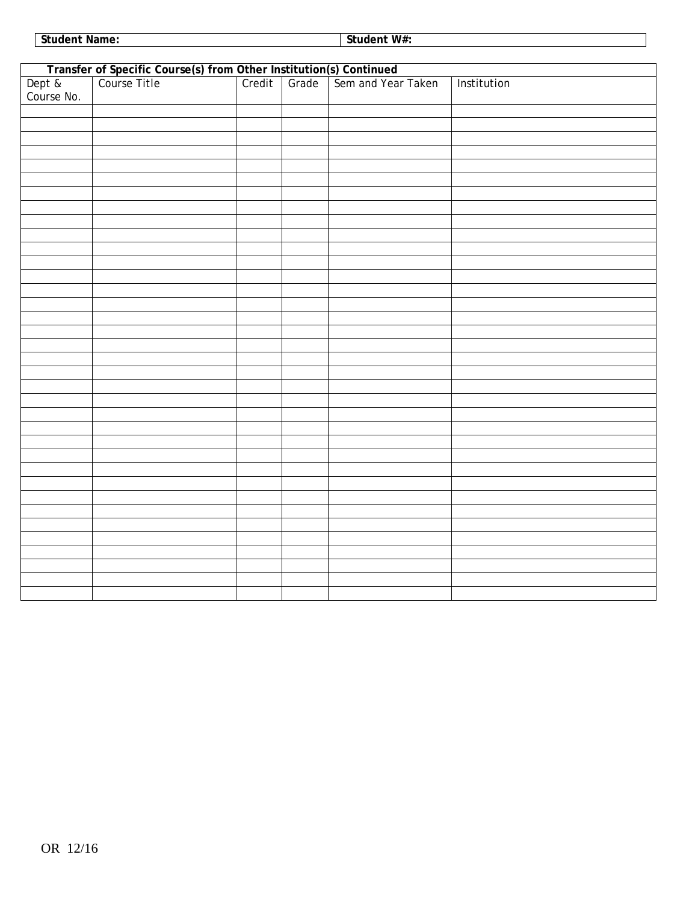| Student Name: | Student W#: |
|---|---|

**Transfer of Specific Course(s) from Other Institution(s) Continued**

| Dept & Course No. | Course Title | Credit | Grade | Sem and Year Taken | Institution |
|---|---|---|---|---|---|
| | | | | | |
| | | | | | |
| | | | | | |
| | | | | | |
| | | | | | |
| | | | | | |
| | | | | | |
| | | | | | |
| | | | | | |
| | | | | | |
| | | | | | |
| | | | | | |
| | | | | | |
| | | | | | |
| | | | | | |
| | | | | | |
| | | | | | |
| | | | | | |
| | | | | | |
| | | | | | |
| | | | | | |
| | | | | | |
| | | | | | |
| | | | | | |
| | | | | | |
| | | | | | |
| | | | | | |
| | | | | | |
| | | | | | |
| | | | | | |
| | | | | | |
| | | | | | |
| | | | | | |
| | | | | | |
| | | | | | |

OR 12/16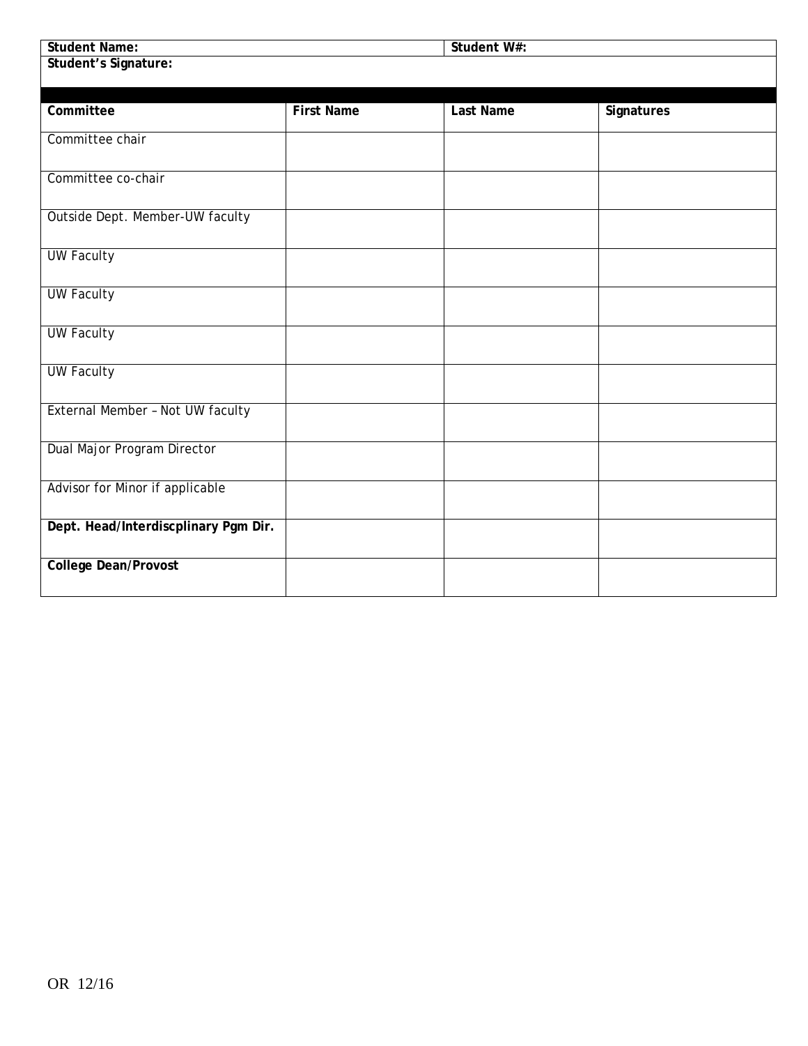| | |
|---|---|
| **Student Name:** | **Student W#:** |
| **Student's Signature:** | |

| **Committee** | **First Name** | **Last Name** | **Signatures** |
|---|---|---|---|
| Committee chair | | | |
| Committee co-chair | | | |
| Outside Dept. Member-UW faculty | | | |
| UW Faculty | | | |
| UW Faculty | | | |
| UW Faculty | | | |
| UW Faculty | | | |
| External Member – Not UW faculty | | | |
| Dual Major Program Director | | | |
| Advisor for Minor if applicable | | | |
| **Dept. Head/Interdiscplinary Pgm Dir.** | | | |
| **College Dean/Provost** | | | |

OR 12/16